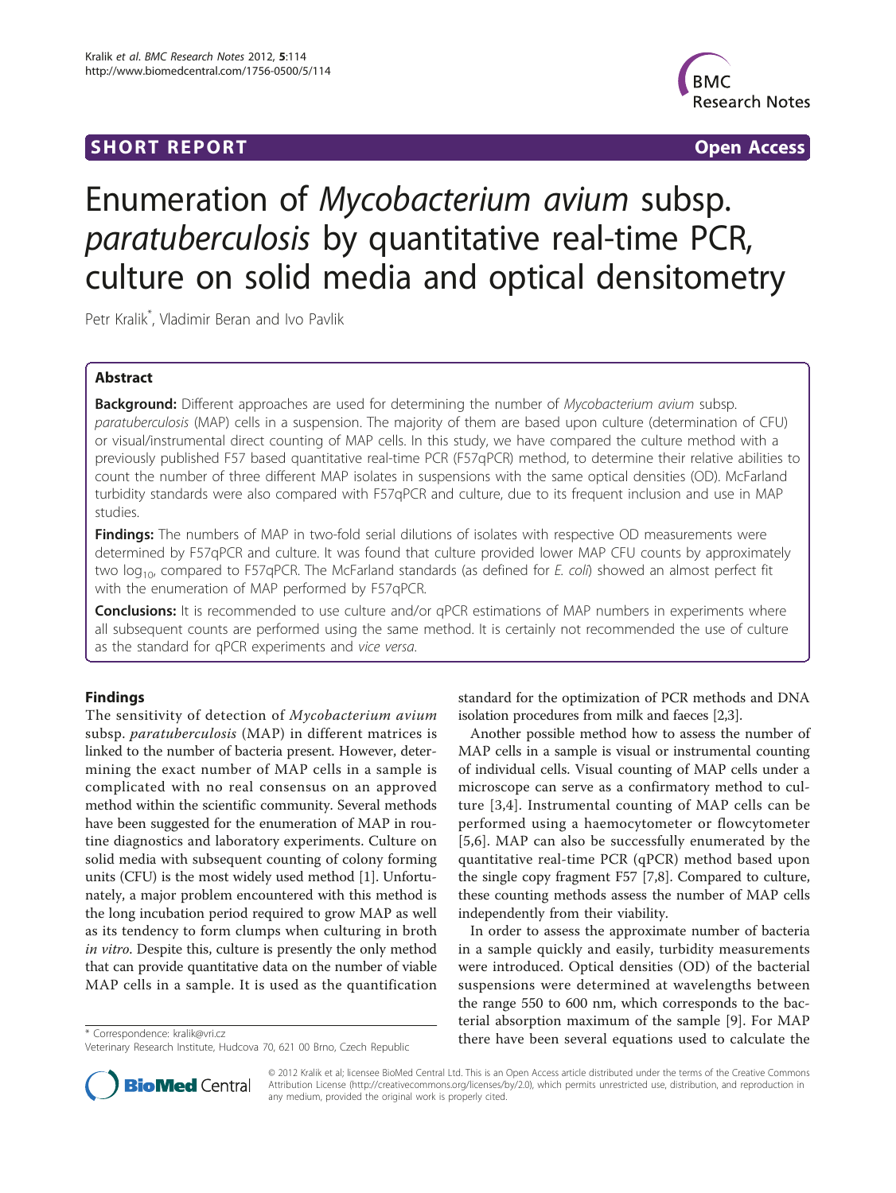SHORT REPORT Open Access

# Enumeration of *Mycobacterium avium* subsp. *paratuberculosis* by quantitative real-time PCR, culture on solid media and optical densitometry

Petr Kralik*, Vladimir Beran and Ivo Pavlik

## Abstract

**Background:** Different approaches are used for determining the number of *Mycobacterium avium* subsp. *paratuberculosis* (MAP) cells in a suspension. The majority of them are based upon culture (determination of CFU) or visual/instrumental direct counting of MAP cells. In this study, we have compared the culture method with a previously published F57 based quantitative real-time PCR (F57qPCR) method, to determine their relative abilities to count the number of three different MAP isolates in suspensions with the same optical densities (OD). McFarland turbidity standards were also compared with F57qPCR and culture, due to its frequent inclusion and use in MAP studies.

**Findings:** The numbers of MAP in two-fold serial dilutions of isolates with respective OD measurements were determined by F57qPCR and culture. It was found that culture provided lower MAP CFU counts by approximately two $\log_{10}$, compared to F57qPCR. The McFarland standards (as defined for *E. coli*) showed an almost perfect fit with the enumeration of MAP performed by F57qPCR.

**Conclusions:** It is recommended to use culture and/or qPCR estimations of MAP numbers in experiments where all subsequent counts are performed using the same method. It is certainly not recommended the use of culture as the standard for qPCR experiments and *vice versa*.

## Findings

The sensitivity of detection of *Mycobacterium avium* subsp. *paratuberculosis* (MAP) in different matrices is linked to the number of bacteria present. However, determining the exact number of MAP cells in a sample is complicated with no real consensus on an approved method within the scientific community. Several methods have been suggested for the enumeration of MAP in routine diagnostics and laboratory experiments. Culture on solid media with subsequent counting of colony forming units (CFU) is the most widely used method [1]. Unfortunately, a major problem encountered with this method is the long incubation period required to grow MAP as well as its tendency to form clumps when culturing in broth *in vitro*. Despite this, culture is presently the only method that can provide quantitative data on the number of viable MAP cells in a sample. It is used as the quantification standard for the optimization of PCR methods and DNA isolation procedures from milk and faeces [2,3].

Another possible method how to assess the number of MAP cells in a sample is visual or instrumental counting of individual cells. Visual counting of MAP cells under a microscope can serve as a confirmatory method to culture [3,4]. Instrumental counting of MAP cells can be performed using a haemocytometer or flowcytometer [5,6]. MAP can also be successfully enumerated by the quantitative real-time PCR (qPCR) method based upon the single copy fragment F57 [7,8]. Compared to culture, these counting methods assess the number of MAP cells independently from their viability.

In order to assess the approximate number of bacteria in a sample quickly and easily, turbidity measurements were introduced. Optical densities (OD) of the bacterial suspensions were determined at wavelengths between the range 550 to 600 nm, which corresponds to the bacterial absorption maximum of the sample [9]. For MAP there have been several equations used to calculate the

\* Correspondence: kralik@vri.cz
Veterinary Research Institute, Hudcova 70, 621 00 Brno, Czech Republic

© 2012 Kralik et al; licensee BioMed Central Ltd. This is an Open Access article distributed under the terms of the Creative Commons Attribution License (http://creativecommons.org/licenses/by/2.0), which permits unrestricted use, distribution, and reproduction in any medium, provided the original work is properly cited.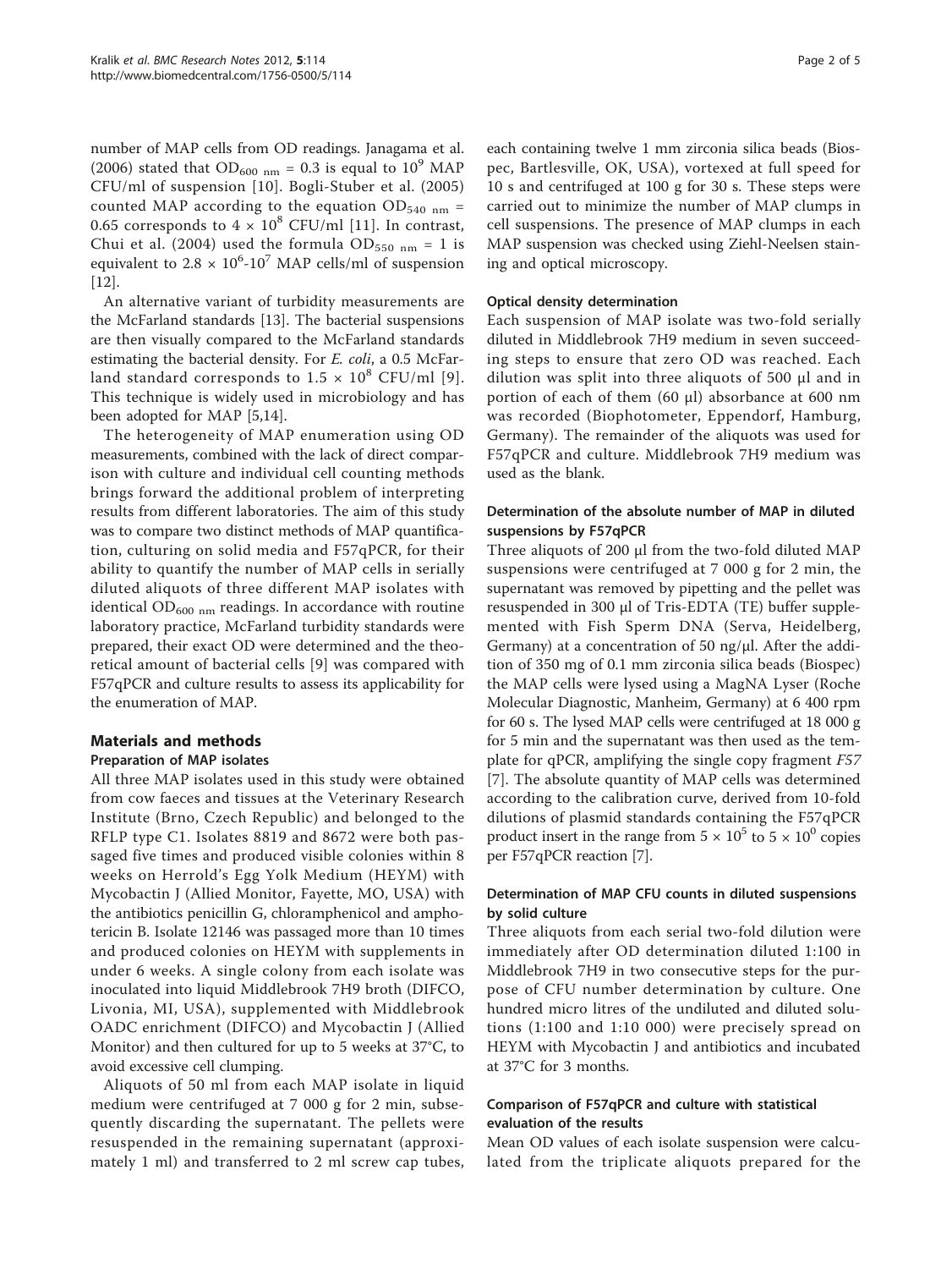number of MAP cells from OD readings. Janagama et al. (2006) stated that $OD_{600\ nm} = 0.3$ is equal to $10^9$ MAP CFU/ml of suspension [10]. Bogli-Stuber et al. (2005) counted MAP according to the equation $OD_{540\ nm} = 0.65$ corresponds to $4 \times 10^8$ CFU/ml [11]. In contrast, Chui et al. (2004) used the formula $OD_{550\ nm} = 1$ is equivalent to $2.8 \times 10^6$-$10^7$ MAP cells/ml of suspension [12].

An alternative variant of turbidity measurements are the McFarland standards [13]. The bacterial suspensions are then visually compared to the McFarland standards estimating the bacterial density. For *E. coli*, a 0.5 McFarland standard corresponds to $1.5 \times 10^8$ CFU/ml [9]. This technique is widely used in microbiology and has been adopted for MAP [5,14].

The heterogeneity of MAP enumeration using OD measurements, combined with the lack of direct comparison with culture and individual cell counting methods brings forward the additional problem of interpreting results from different laboratories. The aim of this study was to compare two distinct methods of MAP quantification, culturing on solid media and F57qPCR, for their ability to quantify the number of MAP cells in serially diluted aliquots of three different MAP isolates with identical $OD_{600\ nm}$ readings. In accordance with routine laboratory practice, McFarland turbidity standards were prepared, their exact OD were determined and the theoretical amount of bacterial cells [9] was compared with F57qPCR and culture results to assess its applicability for the enumeration of MAP.

## Materials and methods

### Preparation of MAP isolates

All three MAP isolates used in this study were obtained from cow faeces and tissues at the Veterinary Research Institute (Brno, Czech Republic) and belonged to the RFLP type C1. Isolates 8819 and 8672 were both passaged five times and produced visible colonies within 8 weeks on Herrold's Egg Yolk Medium (HEYM) with Mycobactin J (Allied Monitor, Fayette, MO, USA) with the antibiotics penicillin G, chloramphenicol and amphotericin B. Isolate 12146 was passaged more than 10 times and produced colonies on HEYM with supplements in under 6 weeks. A single colony from each isolate was inoculated into liquid Middlebrook 7H9 broth (DIFCO, Livonia, MI, USA), supplemented with Middlebrook OADC enrichment (DIFCO) and Mycobactin J (Allied Monitor) and then cultured for up to 5 weeks at 37°C, to avoid excessive cell clumping.

Aliquots of 50 ml from each MAP isolate in liquid medium were centrifuged at 7 000 g for 2 min, subsequently discarding the supernatant. The pellets were resuspended in the remaining supernatant (approximately 1 ml) and transferred to 2 ml screw cap tubes, each containing twelve 1 mm zirconia silica beads (Biospec, Bartlesville, OK, USA), vortexed at full speed for 10 s and centrifuged at 100 g for 30 s. These steps were carried out to minimize the number of MAP clumps in cell suspensions. The presence of MAP clumps in each MAP suspension was checked using Ziehl-Neelsen staining and optical microscopy.

### Optical density determination

Each suspension of MAP isolate was two-fold serially diluted in Middlebrook 7H9 medium in seven succeeding steps to ensure that zero OD was reached. Each dilution was split into three aliquots of 500 μl and in portion of each of them (60 μl) absorbance at 600 nm was recorded (Biophotometer, Eppendorf, Hamburg, Germany). The remainder of the aliquots was used for F57qPCR and culture. Middlebrook 7H9 medium was used as the blank.

### Determination of the absolute number of MAP in diluted suspensions by F57qPCR

Three aliquots of 200 μl from the two-fold diluted MAP suspensions were centrifuged at 7 000 g for 2 min, the supernatant was removed by pipetting and the pellet was resuspended in 300 μl of Tris-EDTA (TE) buffer supplemented with Fish Sperm DNA (Serva, Heidelberg, Germany) at a concentration of 50 ng/μl. After the addition of 350 mg of 0.1 mm zirconia silica beads (Biospec) the MAP cells were lysed using a MagNA Lyser (Roche Molecular Diagnostic, Manheim, Germany) at 6 400 rpm for 60 s. The lysed MAP cells were centrifuged at 18 000 g for 5 min and the supernatant was then used as the template for qPCR, amplifying the single copy fragment *F57* [7]. The absolute quantity of MAP cells was determined according to the calibration curve, derived from 10-fold dilutions of plasmid standards containing the F57qPCR product insert in the range from $5 \times 10^5$ to $5 \times 10^0$ copies per F57qPCR reaction [7].

### Determination of MAP CFU counts in diluted suspensions by solid culture

Three aliquots from each serial two-fold dilution were immediately after OD determination diluted 1:100 in Middlebrook 7H9 in two consecutive steps for the purpose of CFU number determination by culture. One hundred micro litres of the undiluted and diluted solutions (1:100 and 1:10 000) were precisely spread on HEYM with Mycobactin J and antibiotics and incubated at 37°C for 3 months.

### Comparison of F57qPCR and culture with statistical evaluation of the results

Mean OD values of each isolate suspension were calculated from the triplicate aliquots prepared for the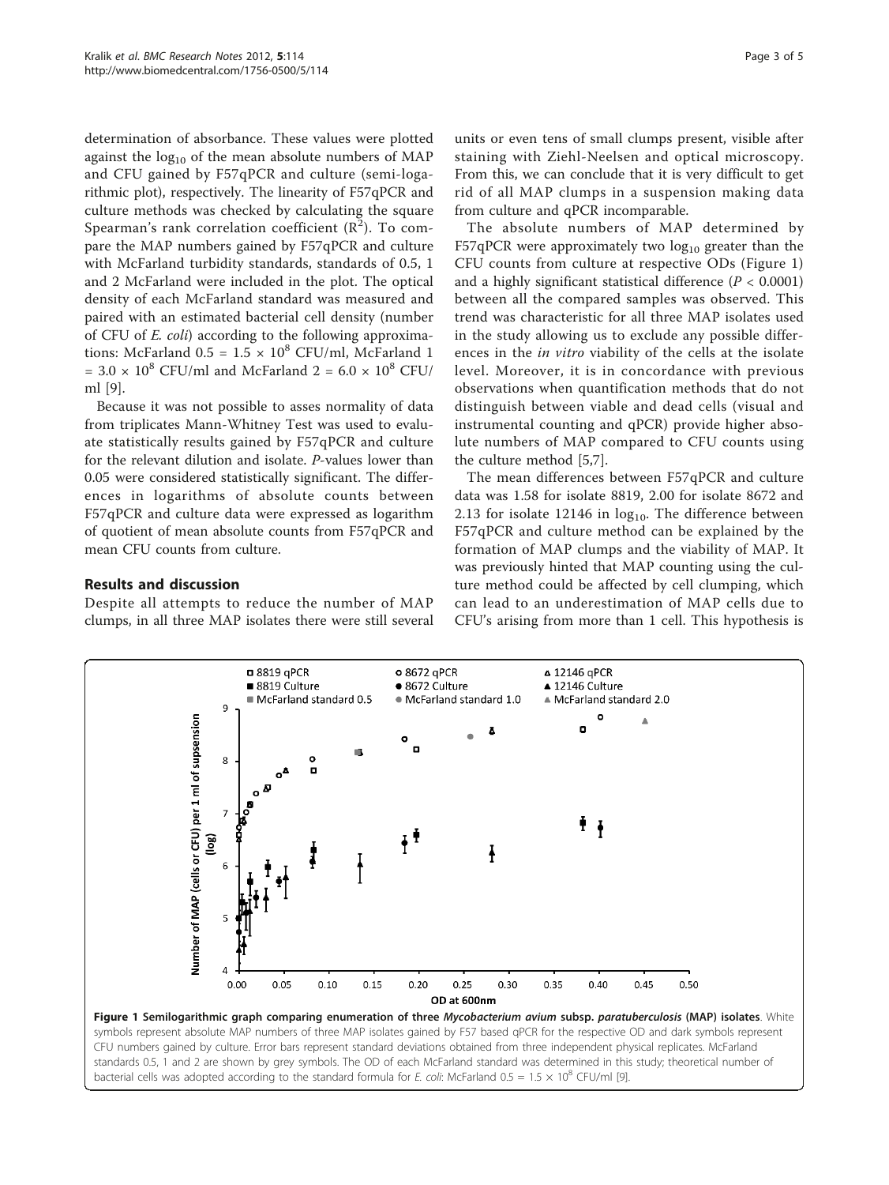determination of absorbance. These values were plotted against the $\log_{10}$ of the mean absolute numbers of MAP and CFU gained by F57qPCR and culture (semi-logarithmic plot), respectively. The linearity of F57qPCR and culture methods was checked by calculating the square Spearman's rank correlation coefficient ($R^2$). To compare the MAP numbers gained by F57qPCR and culture with McFarland turbidity standards, standards of 0.5, 1 and 2 McFarland were included in the plot. The optical density of each McFarland standard was measured and paired with an estimated bacterial cell density (number of CFU of *E. coli*) according to the following approximations: McFarland 0.5 = $1.5 \times 10^8$ CFU/ml, McFarland 1 = $3.0 \times 10^8$ CFU/ml and McFarland 2 = $6.0 \times 10^8$ CFU/ml [9].

Because it was not possible to asses normality of data from triplicates Mann-Whitney Test was used to evaluate statistically results gained by F57qPCR and culture for the relevant dilution and isolate. *P*-values lower than 0.05 were considered statistically significant. The differences in logarithms of absolute counts between F57qPCR and culture data were expressed as logarithm of quotient of mean absolute counts from F57qPCR and mean CFU counts from culture.

## Results and discussion

Despite all attempts to reduce the number of MAP clumps, in all three MAP isolates there were still several units or even tens of small clumps present, visible after staining with Ziehl-Neelsen and optical microscopy. From this, we can conclude that it is very difficult to get rid of all MAP clumps in a suspension making data from culture and qPCR incomparable.

The absolute numbers of MAP determined by F57qPCR were approximately two $\log_{10}$ greater than the CFU counts from culture at respective ODs (Figure 1) and a highly significant statistical difference ($P < 0.0001$) between all the compared samples was observed. This trend was characteristic for all three MAP isolates used in the study allowing us to exclude any possible differences in the *in vitro* viability of the cells at the isolate level. Moreover, it is in concordance with previous observations when quantification methods that do not distinguish between viable and dead cells (visual and instrumental counting and qPCR) provide higher absolute numbers of MAP compared to CFU counts using the culture method [5,7].

The mean differences between F57qPCR and culture data was 1.58 for isolate 8819, 2.00 for isolate 8672 and 2.13 for isolate 12146 in $\log_{10}$. The difference between F57qPCR and culture method can be explained by the formation of MAP clumps and the viability of MAP. It was previously hinted that MAP counting using the culture method could be affected by cell clumping, which can lead to an underestimation of MAP cells due to CFU's arising from more than 1 cell. This hypothesis is

**Figure 1 Semilogarithmic graph comparing enumeration of three *Mycobacterium avium* subsp. *paratuberculosis* (MAP) isolates**. White symbols represent absolute MAP numbers of three MAP isolates gained by F57 based qPCR for the respective OD and dark symbols represent CFU numbers gained by culture. Error bars represent standard deviations obtained from three independent physical replicates. McFarland standards 0.5, 1 and 2 are shown by grey symbols. The OD of each McFarland standard was determined in this study; theoretical number of bacterial cells was adopted according to the standard formula for *E. coli*: McFarland 0.5 = $1.5 \times 10^8$ CFU/ml [9].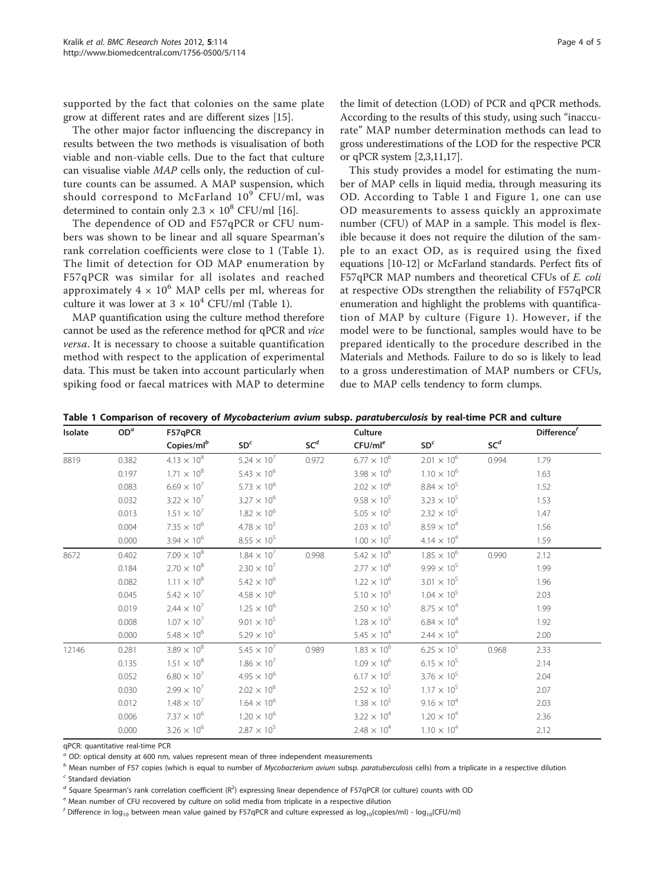supported by the fact that colonies on the same plate grow at different rates and are different sizes [15].

The other major factor influencing the discrepancy in results between the two methods is visualisation of both viable and non-viable cells. Due to the fact that culture can visualise viable *MAP* cells only, the reduction of culture counts can be assumed. A MAP suspension, which should correspond to McFarland $10^9$ CFU/ml, was determined to contain only $2.3 \times 10^8$ CFU/ml [16].

The dependence of OD and F57qPCR or CFU numbers was shown to be linear and all square Spearman's rank correlation coefficients were close to 1 (Table 1). The limit of detection for OD MAP enumeration by F57qPCR was similar for all isolates and reached approximately $4 \times 10^6$ MAP cells per ml, whereas for culture it was lower at $3 \times 10^4$ CFU/ml (Table 1).

MAP quantification using the culture method therefore cannot be used as the reference method for qPCR and *vice versa*. It is necessary to choose a suitable quantification method with respect to the application of experimental data. This must be taken into account particularly when spiking food or faecal matrices with MAP to determine the limit of detection (LOD) of PCR and qPCR methods. According to the results of this study, using such "inaccurate" MAP number determination methods can lead to gross underestimations of the LOD for the respective PCR or qPCR system [2,3,11,17].

This study provides a model for estimating the number of MAP cells in liquid media, through measuring its OD. According to Table 1 and Figure 1, one can use OD measurements to assess quickly an approximate number (CFU) of MAP in a sample. This model is flexible because it does not require the dilution of the sample to an exact OD, as is required using the fixed equations [10-12] or McFarland standards. Perfect fits of F57qPCR MAP numbers and theoretical CFUs of *E. coli* at respective ODs strengthen the reliability of F57qPCR enumeration and highlight the problems with quantification of MAP by culture (Figure 1). However, if the model were to be functional, samples would have to be prepared identically to the procedure described in the Materials and Methods. Failure to do so is likely to lead to a gross underestimation of MAP numbers or CFUs, due to MAP cells tendency to form clumps.

**Table 1 Comparison of recovery of *Mycobacterium avium* subsp. *paratuberculosis* by real-time PCR and culture**

| Isolate | OD[a] | F57qPCR | | | Culture | | | Difference[f] |
|---|---|---|---|---|---|---|---|---|
| | | Copies/ml[b] | SD[c] | SC[d] | CFU/ml[e] | SD[c] | SC[d] | |
| 8819 | 0.382 | $4.13 \times 10^8$ | $5.24 \times 10^7$ | 0.972 | $6.77 \times 10^6$ | $2.01 \times 10^6$ | 0.994 | 1.79 |
| | 0.197 | $1.71 \times 10^8$ | $5.43 \times 10^6$ | | $3.98 \times 10^6$ | $1.10 \times 10^6$ | | 1.63 |
| | 0.083 | $6.69 \times 10^7$ | $5.73 \times 10^6$ | | $2.02 \times 10^6$ | $8.84 \times 10^5$ | | 1.52 |
| | 0.032 | $3.22 \times 10^7$ | $3.27 \times 10^6$ | | $9.58 \times 10^5$ | $3.23 \times 10^5$ | | 1.53 |
| | 0.013 | $1.51 \times 10^7$ | $1.82 \times 10^6$ | | $5.05 \times 10^5$ | $2.32 \times 10^5$ | | 1.47 |
| | 0.004 | $7.35 \times 10^6$ | $4.78 \times 10^5$ | | $2.03 \times 10^5$ | $8.59 \times 10^4$ | | 1.56 |
| | 0.000 | $3.94 \times 10^6$ | $8.55 \times 10^5$ | | $1.00 \times 10^5$ | $4.14 \times 10^4$ | | 1.59 |
| 8672 | 0.402 | $7.09 \times 10^8$ | $1.84 \times 10^7$ | 0.998 | $5.42 \times 10^6$ | $1.85 \times 10^6$ | 0.990 | 2.12 |
| | 0.184 | $2.70 \times 10^8$ | $2.30 \times 10^7$ | | $2.77 \times 10^6$ | $9.99 \times 10^5$ | | 1.99 |
| | 0.082 | $1.11 \times 10^8$ | $5.42 \times 10^6$ | | $1.22 \times 10^6$ | $3.01 \times 10^5$ | | 1.96 |
| | 0.045 | $5.42 \times 10^7$ | $4.58 \times 10^6$ | | $5.10 \times 10^5$ | $1.04 \times 10^5$ | | 2.03 |
| | 0.019 | $2.44 \times 10^7$ | $1.25 \times 10^6$ | | $2.50 \times 10^5$ | $8.75 \times 10^4$ | | 1.99 |
| | 0.008 | $1.07 \times 10^7$ | $9.01 \times 10^5$ | | $1.28 \times 10^5$ | $6.84 \times 10^4$ | | 1.92 |
| | 0.000 | $5.48 \times 10^6$ | $5.29 \times 10^5$ | | $5.45 \times 10^4$ | $2.44 \times 10^4$ | | 2.00 |
| 12146 | 0.281 | $3.89 \times 10^8$ | $5.45 \times 10^7$ | 0.989 | $1.83 \times 10^6$ | $6.25 \times 10^5$ | 0.968 | 2.33 |
| | 0.135 | $1.51 \times 10^8$ | $1.86 \times 10^7$ | | $1.09 \times 10^6$ | $6.15 \times 10^5$ | | 2.14 |
| | 0.052 | $6.80 \times 10^7$ | $4.95 \times 10^6$ | | $6.17 \times 10^5$ | $3.76 \times 10^5$ | | 2.04 |
| | 0.030 | $2.99 \times 10^7$ | $2.02 \times 10^6$ | | $2.52 \times 10^5$ | $1.17 \times 10^5$ | | 2.07 |
| | 0.012 | $1.48 \times 10^7$ | $1.64 \times 10^6$ | | $1.38 \times 10^5$ | $9.16 \times 10^4$ | | 2.03 |
| | 0.006 | $7.37 \times 10^6$ | $1.20 \times 10^6$ | | $3.22 \times 10^4$ | $1.20 \times 10^4$ | | 2.36 |
| | 0.000 | $3.26 \times 10^6$ | $2.87 \times 10^5$ | | $2.48 \times 10^4$ | $1.10 \times 10^4$ | | 2.12 |

qPCR: quantitative real-time PCR

[a] OD: optical density at 600 nm, values represent mean of three independent measurements

[b] Mean number of F57 copies (which is equal to number of *Mycobacterium avium* subsp. *paratuberculosis* cells) from a triplicate in a respective dilution

[c] Standard deviation

[d] Square Spearman's rank correlation coefficient ($R^2$) expressing linear dependence of F57qPCR (or culture) counts with OD

[e] Mean number of CFU recovered by culture on solid media from triplicate in a respective dilution

[f] Difference in $\log_{10}$ between mean value gained by F57qPCR and culture expressed as $\log_{10}$(copies/ml) - $\log_{10}$(CFU/ml)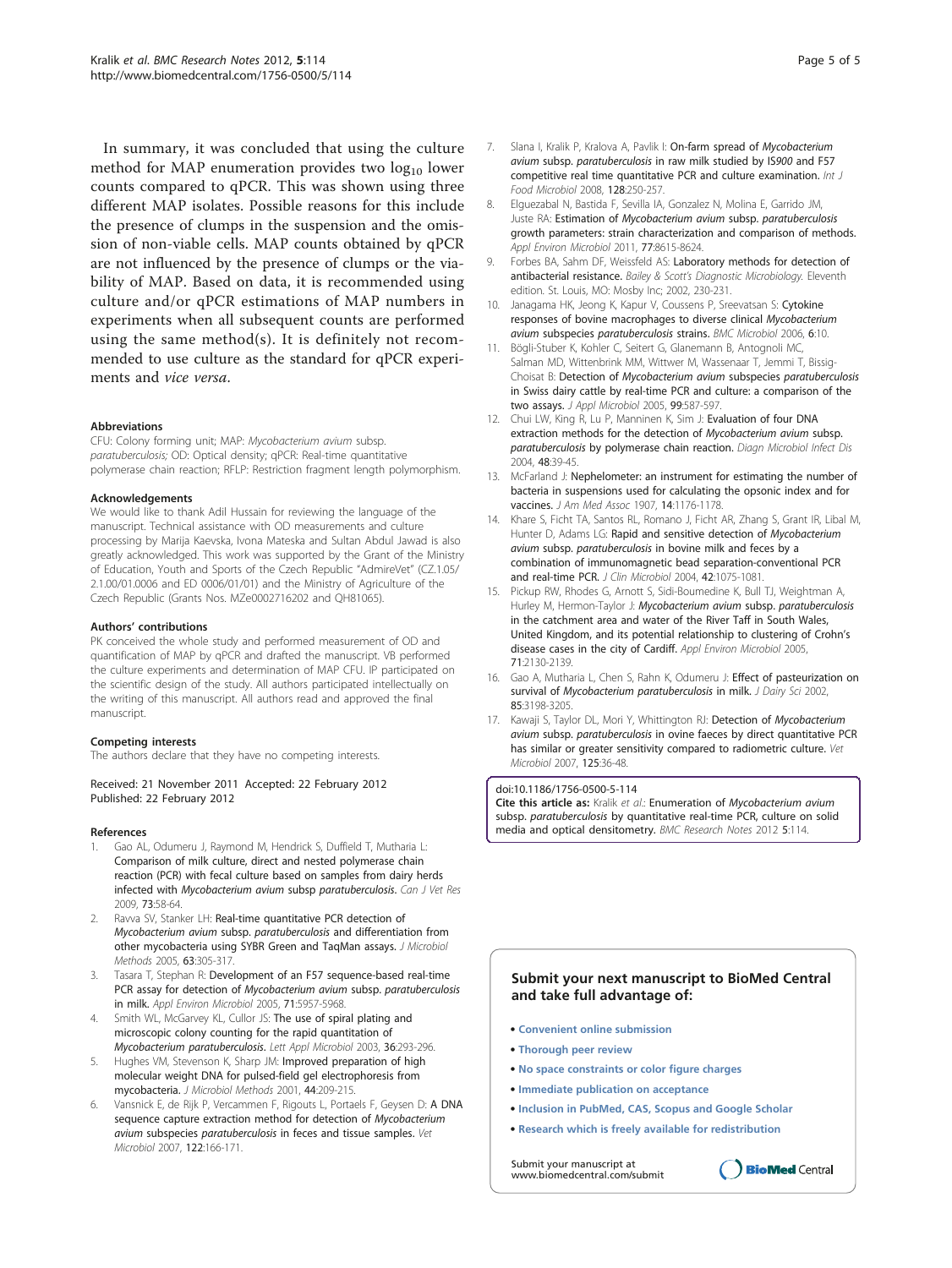In summary, it was concluded that using the culture method for MAP enumeration provides two $\log_{10}$ lower counts compared to qPCR. This was shown using three different MAP isolates. Possible reasons for this include the presence of clumps in the suspension and the omission of non-viable cells. MAP counts obtained by qPCR are not influenced by the presence of clumps or the viability of MAP. Based on data, it is recommended using culture and/or qPCR estimations of MAP numbers in experiments when all subsequent counts are performed using the same method(s). It is definitely not recommended to use culture as the standard for qPCR experiments and *vice versa*.

#### Abbreviations

CFU: Colony forming unit; MAP: *Mycobacterium avium* subsp. *paratuberculosis*; OD: Optical density; qPCR: Real-time quantitative polymerase chain reaction; RFLP: Restriction fragment length polymorphism.

#### Acknowledgements

We would like to thank Adil Hussain for reviewing the language of the manuscript. Technical assistance with OD measurements and culture processing by Marija Kaevska, Ivona Mateska and Sultan Abdul Jawad is also greatly acknowledged. This work was supported by the Grant of the Ministry of Education, Youth and Sports of the Czech Republic "AdmireVet" (CZ.1.05/2.1.00/01.0006 and ED 0006/01/01) and the Ministry of Agriculture of the Czech Republic (Grants Nos. MZe0002716202 and QH81065).

#### Authors' contributions

PK conceived the whole study and performed measurement of OD and quantification of MAP by qPCR and drafted the manuscript. VB performed the culture experiments and determination of MAP CFU. IP participated on the scientific design of the study. All authors participated intellectually on the writing of this manuscript. All authors read and approved the final manuscript.

#### Competing interests

The authors declare that they have no competing interests.

Received: 21 November 2011 Accepted: 22 February 2012
Published: 22 February 2012

#### References

1. Gao AL, Odumeru J, Raymond M, Hendrick S, Duffield T, Mutharia L: **Comparison of milk culture, direct and nested polymerase chain reaction (PCR) with fecal culture based on samples from dairy herds infected with *Mycobacterium avium* subsp *paratuberculosis*.** *Can J Vet Res* 2009, **73**:58-64.
2. Ravva SV, Stanker LH: **Real-time quantitative PCR detection of *Mycobacterium avium* subsp. *paratuberculosis* and differentiation from other mycobacteria using SYBR Green and TaqMan assays.** *J Microbiol Methods* 2005, **63**:305-317.
3. Tasara T, Stephan R: **Development of an F57 sequence-based real-time PCR assay for detection of *Mycobacterium avium* subsp. *paratuberculosis* in milk.** *Appl Environ Microbiol* 2005, **71**:5957-5968.
4. Smith WL, McGarvey KL, Cullor JS: **The use of spiral plating and microscopic colony counting for the rapid quantitation of *Mycobacterium paratuberculosis*.** *Lett Appl Microbiol* 2003, **36**:293-296.
5. Hughes VM, Stevenson K, Sharp JM: **Improved preparation of high molecular weight DNA for pulsed-field gel electrophoresis from mycobacteria.** *J Microbiol Methods* 2001, **44**:209-215.
6. Vansnick E, de Rijk P, Vercammen F, Rigouts L, Portaels F, Geysen D: **A DNA sequence capture extraction method for detection of *Mycobacterium avium* subspecies *paratuberculosis* in feces and tissue samples.** *Vet Microbiol* 2007, **122**:166-171.
7. Slana I, Kralik P, Kralova A, Pavlik I: **On-farm spread of *Mycobacterium avium* subsp. *paratuberculosis* in raw milk studied by IS*900* and F57 competitive real time quantitative PCR and culture examination.** *Int J Food Microbiol* 2008, **128**:250-257.
8. Elguezabal N, Bastida F, Sevilla IA, Gonzalez N, Molina E, Garrido JM, Juste RA: **Estimation of *Mycobacterium avium* subsp. *paratuberculosis* growth parameters: strain characterization and comparison of methods.** *Appl Environ Microbiol* 2011, **77**:8615-8624.
9. Forbes BA, Sahm DF, Weissfeld AS: **Laboratory methods for detection of antibacterial resistance.** *Bailey & Scott's Diagnostic Microbiology.* Eleventh edition. St. Louis, MO: Mosby Inc; 2002, 230-231.
10. Janagama HK, Jeong K, Kapur V, Coussens P, Sreevatsan S: **Cytokine responses of bovine macrophages to diverse clinical *Mycobacterium avium* subspecies *paratuberculosis* strains.** *BMC Microbiol* 2006, **6**:10.
11. Bögli-Stuber K, Kohler C, Seitert G, Glanemann B, Antognoli MC, Salman MD, Wittenbrink MM, Wittwer M, Wassenaar T, Jemmi T, Bissig-Choisat B: **Detection of *Mycobacterium avium* subspecies *paratuberculosis* in Swiss dairy cattle by real-time PCR and culture: a comparison of the two assays.** *J Appl Microbiol* 2005, **99**:587-597.
12. Chui LW, King R, Lu P, Manninen K, Sim J: **Evaluation of four DNA extraction methods for the detection of *Mycobacterium avium* subsp. *paratuberculosis* by polymerase chain reaction.** *Diagn Microbiol Infect Dis* 2004, **48**:39-45.
13. McFarland J: **Nephelometer: an instrument for estimating the number of bacteria in suspensions used for calculating the opsonic index and for vaccines.** *J Am Med Assoc* 1907, **14**:1176-1178.
14. Khare S, Ficht TA, Santos RL, Romano J, Ficht AR, Zhang S, Grant IR, Libal M, Hunter D, Adams LG: **Rapid and sensitive detection of *Mycobacterium avium* subsp. *paratuberculosis* in bovine milk and feces by a combination of immunomagnetic bead separation-conventional PCR and real-time PCR.** *J Clin Microbiol* 2004, **42**:1075-1081.
15. Pickup RW, Rhodes G, Arnott S, Sidi-Boumedine K, Bull TJ, Weightman A, Hurley M, Hermon-Taylor J: ***Mycobacterium avium* subsp. *paratuberculosis* in the catchment area and water of the River Taff in South Wales, United Kingdom, and its potential relationship to clustering of Crohn's disease cases in the city of Cardiff.** *Appl Environ Microbiol* 2005, **71**:2130-2139.
16. Gao A, Mutharia L, Chen S, Rahn K, Odumeru J: **Effect of pasteurization on survival of *Mycobacterium paratuberculosis* in milk.** *J Dairy Sci* 2002, **85**:3198-3205.
17. Kawaji S, Taylor DL, Mori Y, Whittington RJ: **Detection of *Mycobacterium avium* subsp. *paratuberculosis* in ovine faeces by direct quantitative PCR has similar or greater sensitivity compared to radiometric culture.** *Vet Microbiol* 2007, **125**:36-48.

doi:10.1186/1756-0500-5-114

**Cite this article as:** Kralik *et al.*: Enumeration of *Mycobacterium avium* subsp. *paratuberculosis* by quantitative real-time PCR, culture on solid media and optical densitometry. *BMC Research Notes* 2012 **5**:114.

**Submit your next manuscript to BioMed Central and take full advantage of:**

- Convenient online submission
- Thorough peer review
- No space constraints or color figure charges
- Immediate publication on acceptance
- Inclusion in PubMed, CAS, Scopus and Google Scholar
- Research which is freely available for redistribution

Submit your manuscript at
www.biomedcentral.com/submit

BioMed Central